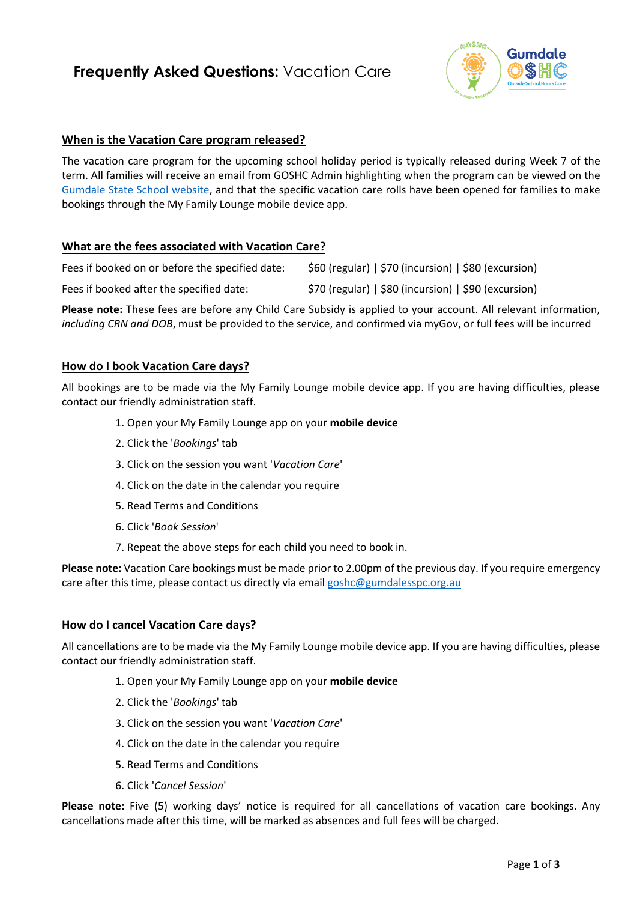# **Frequently Asked Questions:** Vacation Care

## When is the Vacation Care program released?

The vacation care program for the upcoming school holiday period is typically released during Week 7 of the term. All families will receive an email from GOSHC Admin highlighting when the program can be viewed on the Gumdale State School website, and that the specific vacation care rolls have been opened for families to make bookings through the My Family Lounge mobile device app.

## What are the fees associated with Vacation Care?

| | |
|---|---|
| Fees if booked on or before the specified date: | $60 (regular) \| $70 (incursion) \| $80 (excursion) |
| Fees if booked after the specified date: | $70 (regular) \| $80 (incursion) \| $90 (excursion) |

**Please note:** These fees are before any Child Care Subsidy is applied to your account. All relevant information, *including CRN and DOB*, must be provided to the service, and confirmed via myGov, or full fees will be incurred

## How do I book Vacation Care days?

All bookings are to be made via the My Family Lounge mobile device app. If you are having difficulties, please contact our friendly administration staff.

1. Open your My Family Lounge app on your **mobile device**
2. Click the '*Bookings*' tab
3. Click on the session you want '*Vacation Care*'
4. Click on the date in the calendar you require
5. Read Terms and Conditions
6. Click '*Book Session*'
7. Repeat the above steps for each child you need to book in.

**Please note:** Vacation Care bookings must be made prior to 2.00pm of the previous day. If you require emergency care after this time, please contact us directly via email goshc@gumdalesspc.org.au

## How do I cancel Vacation Care days?

All cancellations are to be made via the My Family Lounge mobile device app. If you are having difficulties, please contact our friendly administration staff.

1. Open your My Family Lounge app on your **mobile device**
2. Click the '*Bookings*' tab
3. Click on the session you want '*Vacation Care*'
4. Click on the date in the calendar you require
5. Read Terms and Conditions
6. Click '*Cancel Session*'

**Please note:** Five (5) working days' notice is required for all cancellations of vacation care bookings. Any cancellations made after this time, will be marked as absences and full fees will be charged.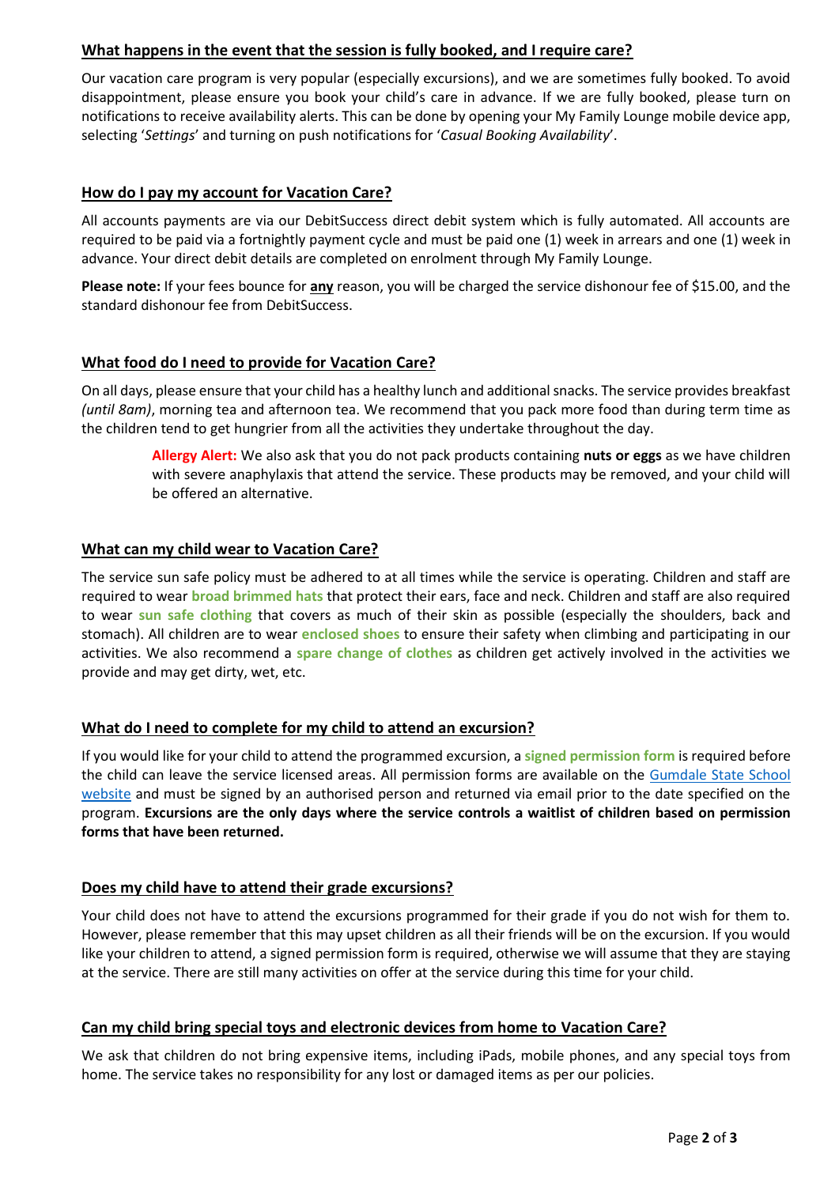## What happens in the event that the session is fully booked, and I require care?

Our vacation care program is very popular (especially excursions), and we are sometimes fully booked. To avoid disappointment, please ensure you book your child's care in advance. If we are fully booked, please turn on notifications to receive availability alerts. This can be done by opening your My Family Lounge mobile device app, selecting '*Settings*' and turning on push notifications for '*Casual Booking Availability*'.

## How do I pay my account for Vacation Care?

All accounts payments are via our DebitSuccess direct debit system which is fully automated. All accounts are required to be paid via a fortnightly payment cycle and must be paid one (1) week in arrears and one (1) week in advance. Your direct debit details are completed on enrolment through My Family Lounge.

**Please note:** If your fees bounce for **any** reason, you will be charged the service dishonour fee of $15.00, and the standard dishonour fee from DebitSuccess.

## What food do I need to provide for Vacation Care?

On all days, please ensure that your child has a healthy lunch and additional snacks. The service provides breakfast *(until 8am)*, morning tea and afternoon tea. We recommend that you pack more food than during term time as the children tend to get hungrier from all the activities they undertake throughout the day.

> **Allergy Alert:** We also ask that you do not pack products containing **nuts or eggs** as we have children with severe anaphylaxis that attend the service. These products may be removed, and your child will be offered an alternative.

## What can my child wear to Vacation Care?

The service sun safe policy must be adhered to at all times while the service is operating. Children and staff are required to wear **broad brimmed hats** that protect their ears, face and neck. Children and staff are also required to wear **sun safe clothing** that covers as much of their skin as possible (especially the shoulders, back and stomach). All children are to wear **enclosed shoes** to ensure their safety when climbing and participating in our activities. We also recommend a **spare change of clothes** as children get actively involved in the activities we provide and may get dirty, wet, etc.

## What do I need to complete for my child to attend an excursion?

If you would like for your child to attend the programmed excursion, a **signed permission form** is required before the child can leave the service licensed areas. All permission forms are available on the Gumdale State School website and must be signed by an authorised person and returned via email prior to the date specified on the program. **Excursions are the only days where the service controls a waitlist of children based on permission forms that have been returned.**

## Does my child have to attend their grade excursions?

Your child does not have to attend the excursions programmed for their grade if you do not wish for them to. However, please remember that this may upset children as all their friends will be on the excursion. If you would like your children to attend, a signed permission form is required, otherwise we will assume that they are staying at the service. There are still many activities on offer at the service during this time for your child.

## Can my child bring special toys and electronic devices from home to Vacation Care?

We ask that children do not bring expensive items, including iPads, mobile phones, and any special toys from home. The service takes no responsibility for any lost or damaged items as per our policies.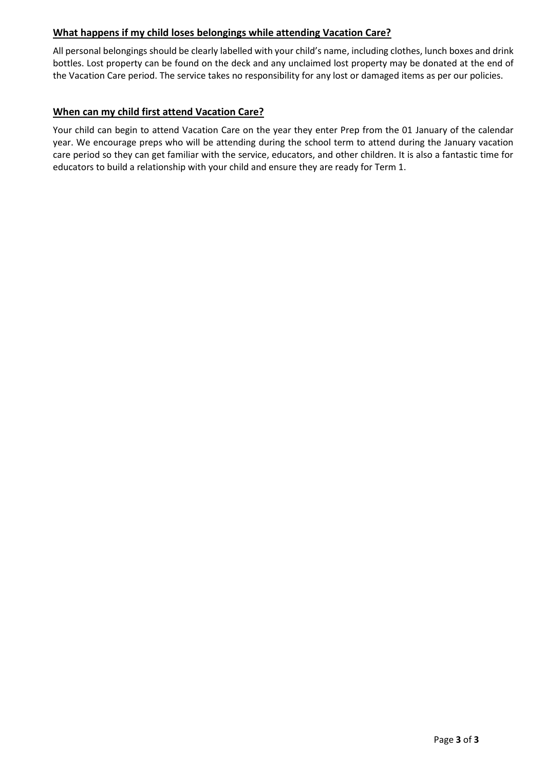## **What happens if my child loses belongings while attending Vacation Care?**

All personal belongings should be clearly labelled with your child's name, including clothes, lunch boxes and drink bottles. Lost property can be found on the deck and any unclaimed lost property may be donated at the end of the Vacation Care period. The service takes no responsibility for any lost or damaged items as per our policies.

## **When can my child first attend Vacation Care?**

Your child can begin to attend Vacation Care on the year they enter Prep from the 01 January of the calendar year. We encourage preps who will be attending during the school term to attend during the January vacation care period so they can get familiar with the service, educators, and other children. It is also a fantastic time for educators to build a relationship with your child and ensure they are ready for Term 1.